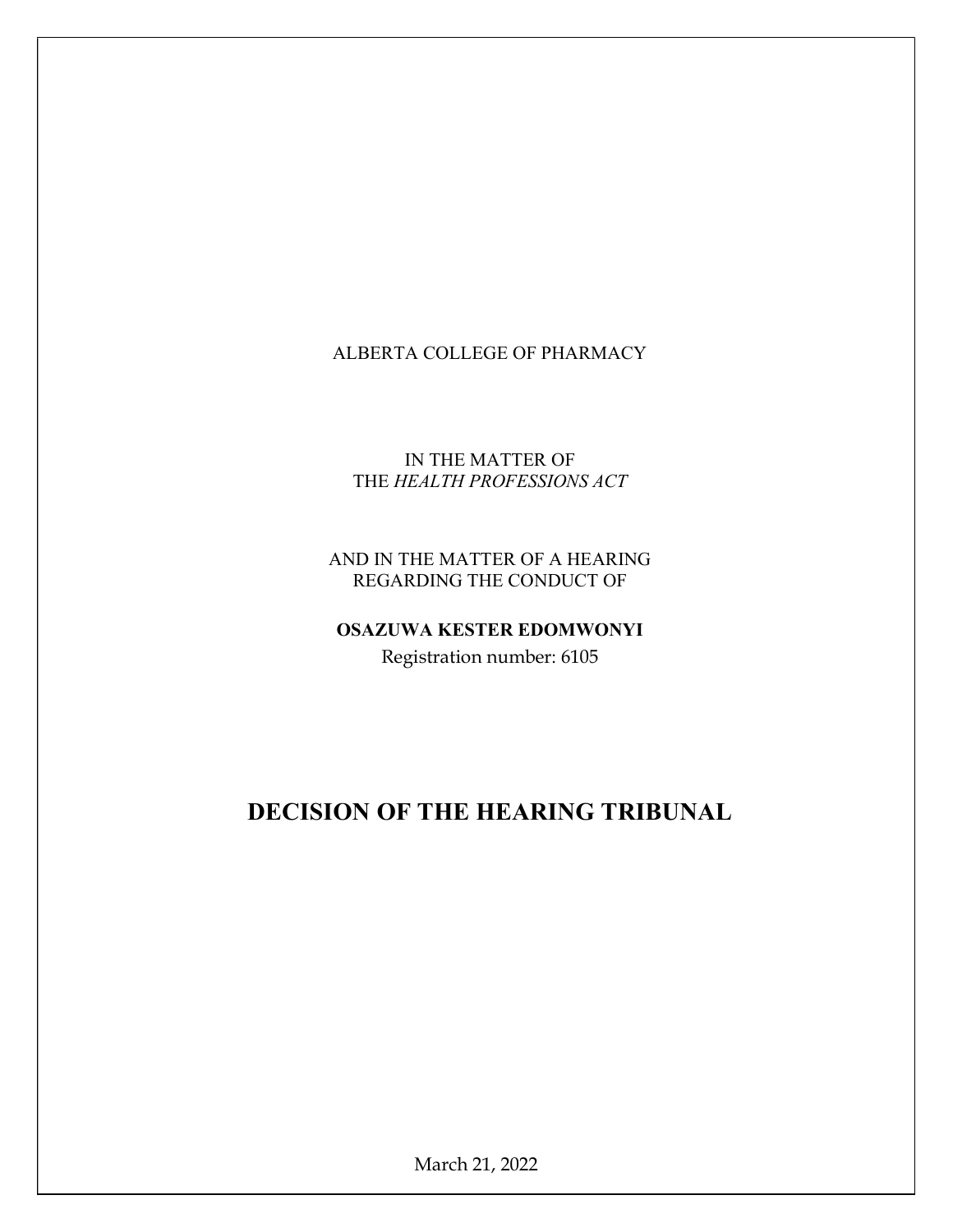ALBERTA COLLEGE OF PHARMACY

IN THE MATTER OF
THE *HEALTH PROFESSIONS ACT*

AND IN THE MATTER OF A HEARING
REGARDING THE CONDUCT OF

**OSAZUWA KESTER EDOMWONYI**

Registration number: 6105

# DECISION OF THE HEARING TRIBUNAL

March 21, 2022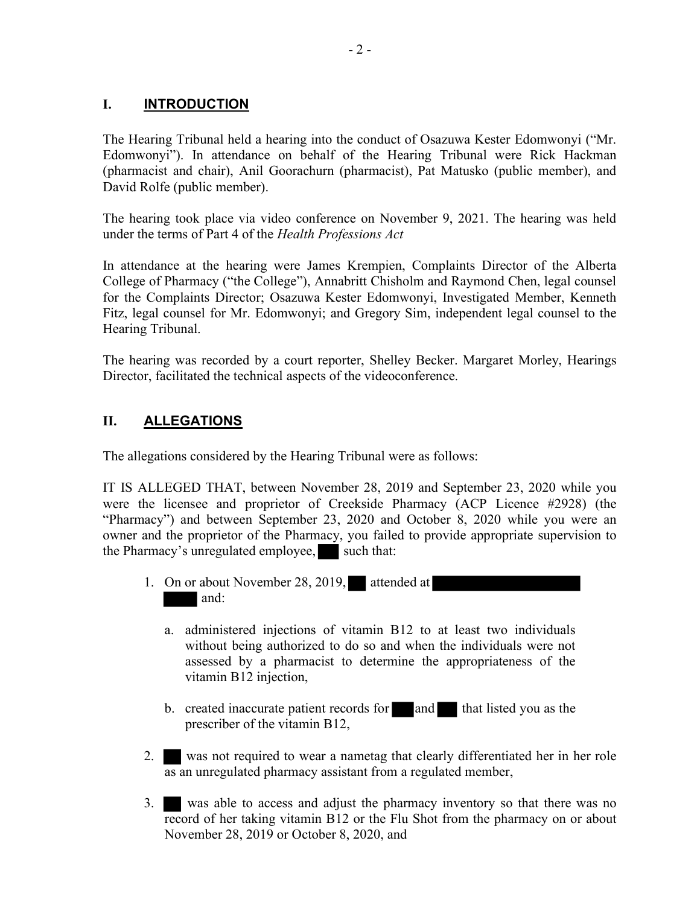## I. INTRODUCTION

The Hearing Tribunal held a hearing into the conduct of Osazuwa Kester Edomwonyi ("Mr. Edomwonyi"). In attendance on behalf of the Hearing Tribunal were Rick Hackman (pharmacist and chair), Anil Goorachurn (pharmacist), Pat Matusko (public member), and David Rolfe (public member).

The hearing took place via video conference on November 9, 2021. The hearing was held under the terms of Part 4 of the *Health Professions Act*

In attendance at the hearing were James Krempien, Complaints Director of the Alberta College of Pharmacy ("the College"), Annabritt Chisholm and Raymond Chen, legal counsel for the Complaints Director; Osazuwa Kester Edomwonyi, Investigated Member, Kenneth Fitz, legal counsel for Mr. Edomwonyi; and Gregory Sim, independent legal counsel to the Hearing Tribunal.

The hearing was recorded by a court reporter, Shelley Becker. Margaret Morley, Hearings Director, facilitated the technical aspects of the videoconference.

## II. ALLEGATIONS

The allegations considered by the Hearing Tribunal were as follows:

IT IS ALLEGED THAT, between November 28, 2019 and September 23, 2020 while you were the licensee and proprietor of Creekside Pharmacy (ACP Licence #2928) (the "Pharmacy") and between September 23, 2020 and October 8, 2020 while you were an owner and the proprietor of the Pharmacy, you failed to provide appropriate supervision to the Pharmacy's unregulated employee, [redacted] such that:

1. On or about November 28, 2019, [redacted] attended at [redacted] and:

   a. administered injections of vitamin B12 to at least two individuals without being authorized to do so and when the individuals were not assessed by a pharmacist to determine the appropriateness of the vitamin B12 injection,

   b. created inaccurate patient records for [redacted] and [redacted] that listed you as the prescriber of the vitamin B12,

2. [redacted] was not required to wear a nametag that clearly differentiated her in her role as an unregulated pharmacy assistant from a regulated member,

3. [redacted] was able to access and adjust the pharmacy inventory so that there was no record of her taking vitamin B12 or the Flu Shot from the pharmacy on or about November 28, 2019 or October 8, 2020, and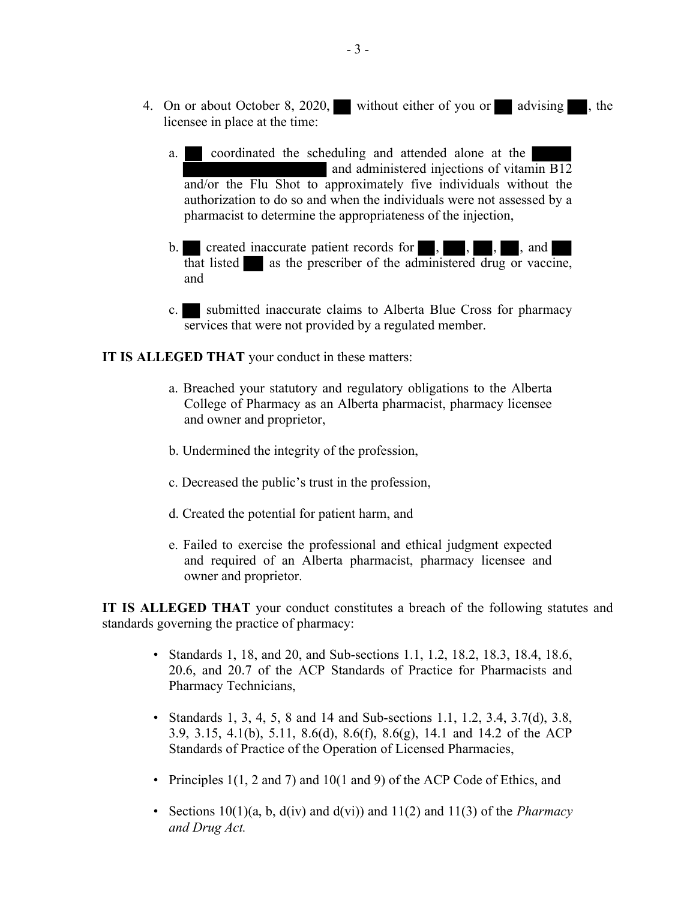4. On or about October 8, 2020, ██ without either of you or ██ advising ██, the licensee in place at the time:

   a. ██ coordinated the scheduling and attended alone at the ██████ ██████████████ and administered injections of vitamin B12 and/or the Flu Shot to approximately five individuals without the authorization to do so and when the individuals were not assessed by a pharmacist to determine the appropriateness of the injection,

   b. ██ created inaccurate patient records for ██, ██, ██, ██, and ██ that listed ██ as the prescriber of the administered drug or vaccine, and

   c. ██ submitted inaccurate claims to Alberta Blue Cross for pharmacy services that were not provided by a regulated member.

**IT IS ALLEGED THAT** your conduct in these matters:

- a. Breached your statutory and regulatory obligations to the Alberta College of Pharmacy as an Alberta pharmacist, pharmacy licensee and owner and proprietor,
- b. Undermined the integrity of the profession,
- c. Decreased the public's trust in the profession,
- d. Created the potential for patient harm, and
- e. Failed to exercise the professional and ethical judgment expected and required of an Alberta pharmacist, pharmacy licensee and owner and proprietor.

**IT IS ALLEGED THAT** your conduct constitutes a breach of the following statutes and standards governing the practice of pharmacy:

- Standards 1, 18, and 20, and Sub-sections 1.1, 1.2, 18.2, 18.3, 18.4, 18.6, 20.6, and 20.7 of the ACP Standards of Practice for Pharmacists and Pharmacy Technicians,
- Standards 1, 3, 4, 5, 8 and 14 and Sub-sections 1.1, 1.2, 3.4, 3.7(d), 3.8, 3.9, 3.15, 4.1(b), 5.11, 8.6(d), 8.6(f), 8.6(g), 14.1 and 14.2 of the ACP Standards of Practice of the Operation of Licensed Pharmacies,
- Principles 1(1, 2 and 7) and 10(1 and 9) of the ACP Code of Ethics, and
- Sections 10(1)(a, b, d(iv) and d(vi)) and 11(2) and 11(3) of the *Pharmacy and Drug Act.*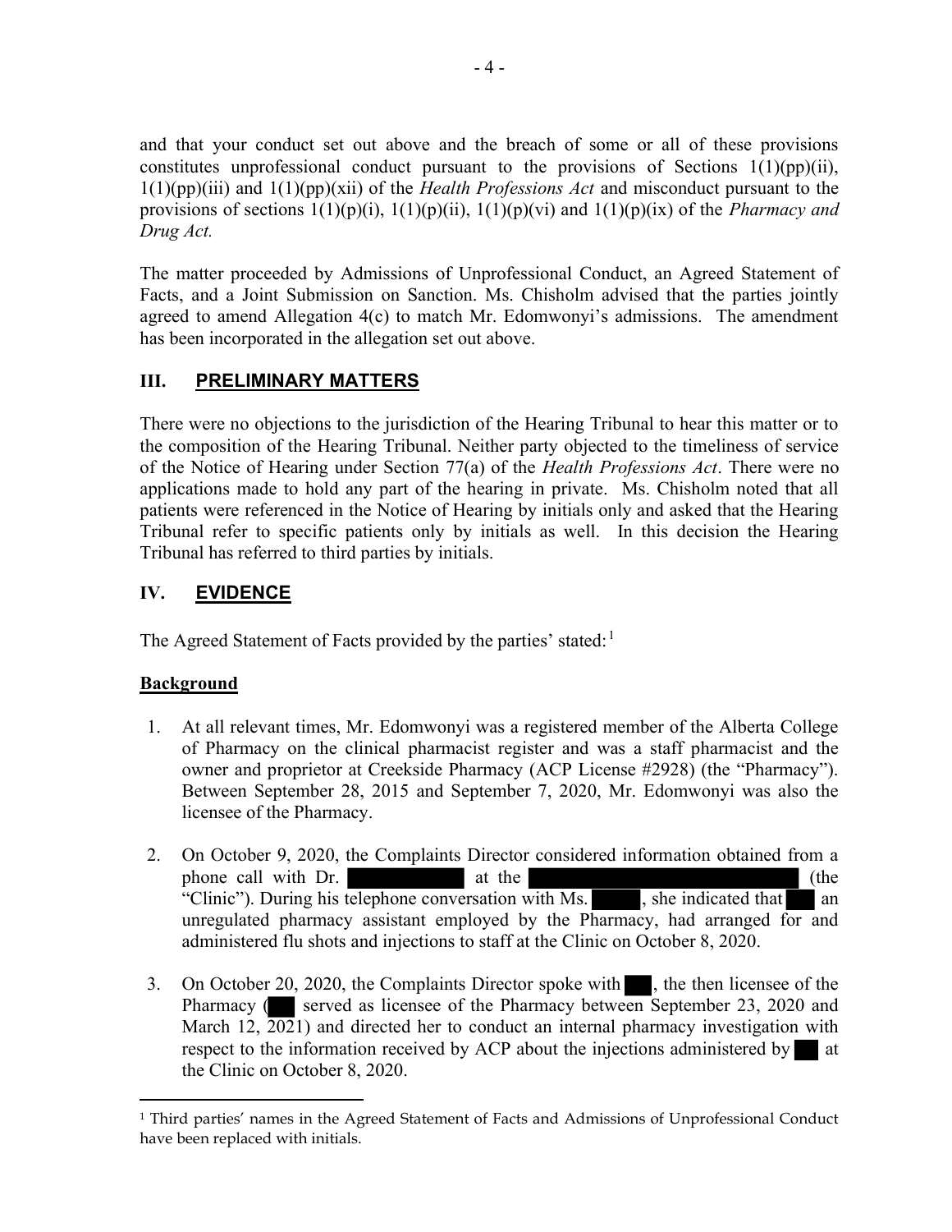and that your conduct set out above and the breach of some or all of these provisions constitutes unprofessional conduct pursuant to the provisions of Sections 1(1)(pp)(ii), 1(1)(pp)(iii) and 1(1)(pp)(xii) of the *Health Professions Act* and misconduct pursuant to the provisions of sections 1(1)(p)(i), 1(1)(p)(ii), 1(1)(p)(vi) and 1(1)(p)(ix) of the *Pharmacy and Drug Act.*

The matter proceeded by Admissions of Unprofessional Conduct, an Agreed Statement of Facts, and a Joint Submission on Sanction. Ms. Chisholm advised that the parties jointly agreed to amend Allegation 4(c) to match Mr. Edomwonyi's admissions. The amendment has been incorporated in the allegation set out above.

## III. PRELIMINARY MATTERS

There were no objections to the jurisdiction of the Hearing Tribunal to hear this matter or to the composition of the Hearing Tribunal. Neither party objected to the timeliness of service of the Notice of Hearing under Section 77(a) of the *Health Professions Act*. There were no applications made to hold any part of the hearing in private. Ms. Chisholm noted that all patients were referenced in the Notice of Hearing by initials only and asked that the Hearing Tribunal refer to specific patients only by initials as well. In this decision the Hearing Tribunal has referred to third parties by initials.

## IV. EVIDENCE

The Agreed Statement of Facts provided by the parties' stated:[1]

**Background**

1. At all relevant times, Mr. Edomwonyi was a registered member of the Alberta College of Pharmacy on the clinical pharmacist register and was a staff pharmacist and the owner and proprietor at Creekside Pharmacy (ACP License #2928) (the "Pharmacy"). Between September 28, 2015 and September 7, 2020, Mr. Edomwonyi was also the licensee of the Pharmacy.

2. On October 9, 2020, the Complaints Director considered information obtained from a phone call with Dr. [redacted] at the [redacted] (the "Clinic"). During his telephone conversation with Ms. [redacted], she indicated that [redacted] an unregulated pharmacy assistant employed by the Pharmacy, had arranged for and administered flu shots and injections to staff at the Clinic on October 8, 2020.

3. On October 20, 2020, the Complaints Director spoke with [redacted], the then licensee of the Pharmacy ([redacted] served as licensee of the Pharmacy between September 23, 2020 and March 12, 2021) and directed her to conduct an internal pharmacy investigation with respect to the information received by ACP about the injections administered by [redacted] at the Clinic on October 8, 2020.

[1] Third parties' names in the Agreed Statement of Facts and Admissions of Unprofessional Conduct have been replaced with initials.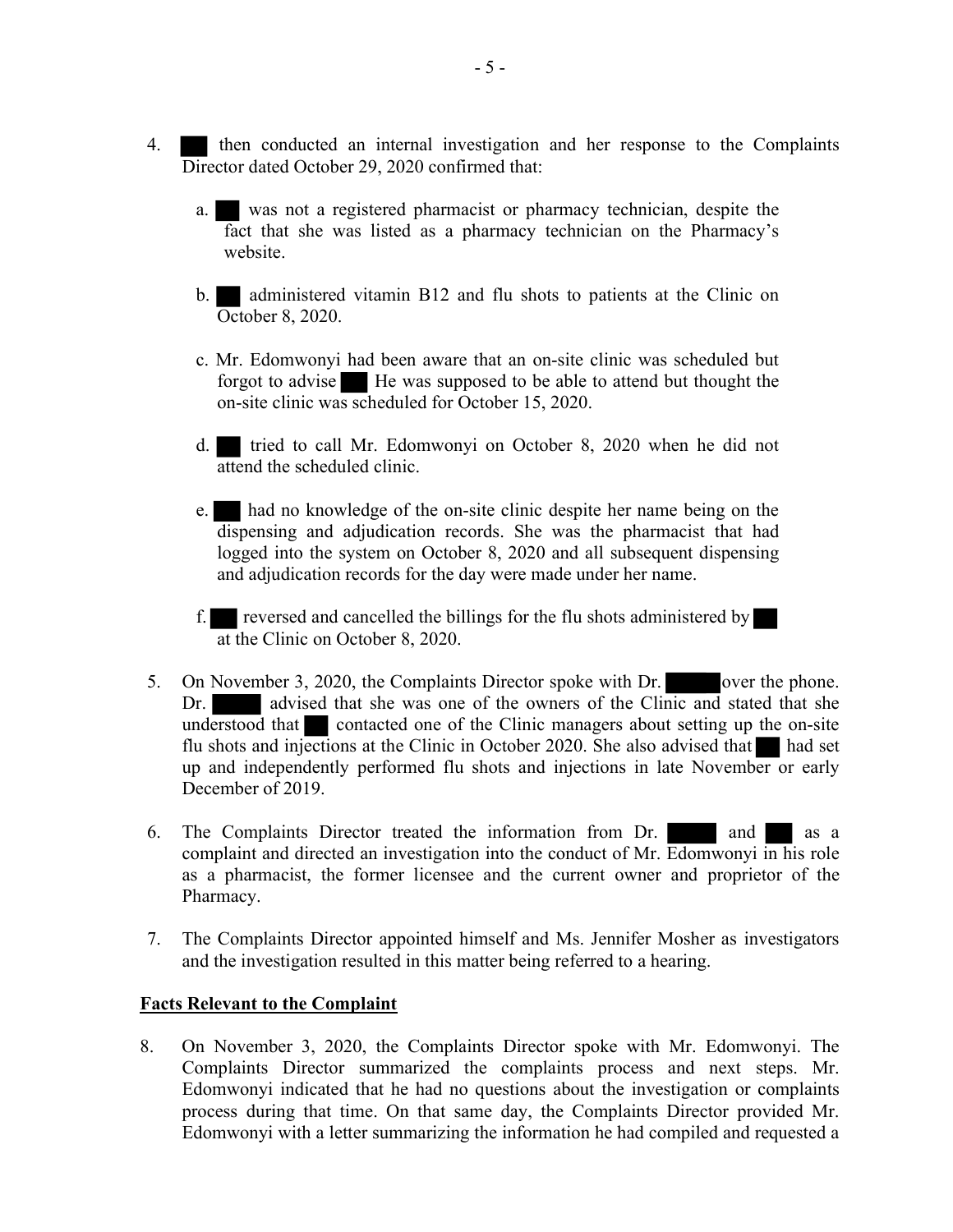4. ███ then conducted an internal investigation and her response to the Complaints Director dated October 29, 2020 confirmed that:

   a. ███ was not a registered pharmacist or pharmacy technician, despite the fact that she was listed as a pharmacy technician on the Pharmacy's website.

   b. ███ administered vitamin B12 and flu shots to patients at the Clinic on October 8, 2020.

   c. Mr. Edomwonyi had been aware that an on-site clinic was scheduled but forgot to advise ███ He was supposed to be able to attend but thought the on-site clinic was scheduled for October 15, 2020.

   d. ███ tried to call Mr. Edomwonyi on October 8, 2020 when he did not attend the scheduled clinic.

   e. ███ had no knowledge of the on-site clinic despite her name being on the dispensing and adjudication records. She was the pharmacist that had logged into the system on October 8, 2020 and all subsequent dispensing and adjudication records for the day were made under her name.

   f. ███ reversed and cancelled the billings for the flu shots administered by ███ at the Clinic on October 8, 2020.

5. On November 3, 2020, the Complaints Director spoke with Dr. █████ over the phone. Dr. █████ advised that she was one of the owners of the Clinic and stated that she understood that ███ contacted one of the Clinic managers about setting up the on-site flu shots and injections at the Clinic in October 2020. She also advised that ███ had set up and independently performed flu shots and injections in late November or early December of 2019.

6. The Complaints Director treated the information from Dr. █████ and ███ as a complaint and directed an investigation into the conduct of Mr. Edomwonyi in his role as a pharmacist, the former licensee and the current owner and proprietor of the Pharmacy.

7. The Complaints Director appointed himself and Ms. Jennifer Mosher as investigators and the investigation resulted in this matter being referred to a hearing.

**Facts Relevant to the Complaint**

8. On November 3, 2020, the Complaints Director spoke with Mr. Edomwonyi. The Complaints Director summarized the complaints process and next steps. Mr. Edomwonyi indicated that he had no questions about the investigation or complaints process during that time. On that same day, the Complaints Director provided Mr. Edomwonyi with a letter summarizing the information he had compiled and requested a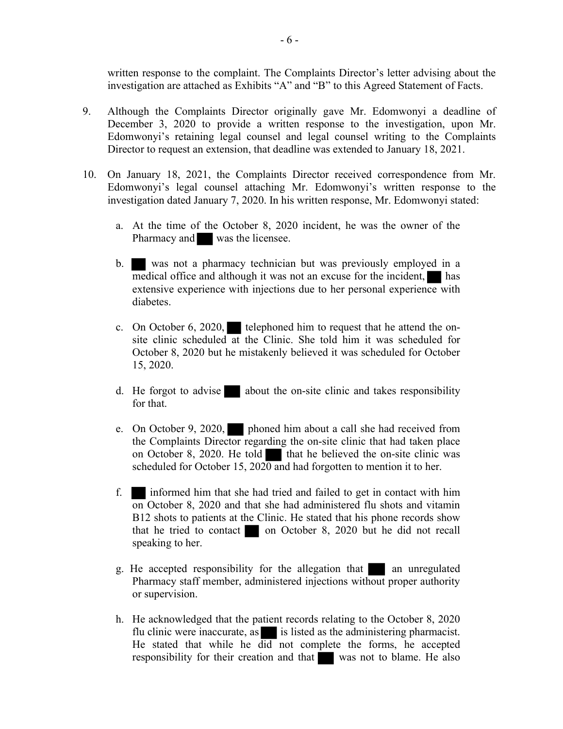written response to the complaint. The Complaints Director's letter advising about the investigation are attached as Exhibits "A" and "B" to this Agreed Statement of Facts.

9. Although the Complaints Director originally gave Mr. Edomwonyi a deadline of December 3, 2020 to provide a written response to the investigation, upon Mr. Edomwonyi's retaining legal counsel and legal counsel writing to the Complaints Director to request an extension, that deadline was extended to January 18, 2021.

10. On January 18, 2021, the Complaints Director received correspondence from Mr. Edomwonyi's legal counsel attaching Mr. Edomwonyi's written response to the investigation dated January 7, 2020. In his written response, Mr. Edomwonyi stated:

    a. At the time of the October 8, 2020 incident, he was the owner of the Pharmacy and ███ was the licensee.

    b. ███ was not a pharmacy technician but was previously employed in a medical office and although it was not an excuse for the incident, ███ has extensive experience with injections due to her personal experience with diabetes.

    c. On October 6, 2020, ███ telephoned him to request that he attend the on-site clinic scheduled at the Clinic. She told him it was scheduled for October 8, 2020 but he mistakenly believed it was scheduled for October 15, 2020.

    d. He forgot to advise ███ about the on-site clinic and takes responsibility for that.

    e. On October 9, 2020, ███ phoned him about a call she had received from the Complaints Director regarding the on-site clinic that had taken place on October 8, 2020. He told ███ that he believed the on-site clinic was scheduled for October 15, 2020 and had forgotten to mention it to her.

    f. ███ informed him that she had tried and failed to get in contact with him on October 8, 2020 and that she had administered flu shots and vitamin B12 shots to patients at the Clinic. He stated that his phone records show that he tried to contact ███ on October 8, 2020 but he did not recall speaking to her.

    g. He accepted responsibility for the allegation that ███ an unregulated Pharmacy staff member, administered injections without proper authority or supervision.

    h. He acknowledged that the patient records relating to the October 8, 2020 flu clinic were inaccurate, as ███ is listed as the administering pharmacist. He stated that while he did not complete the forms, he accepted responsibility for their creation and that ███ was not to blame. He also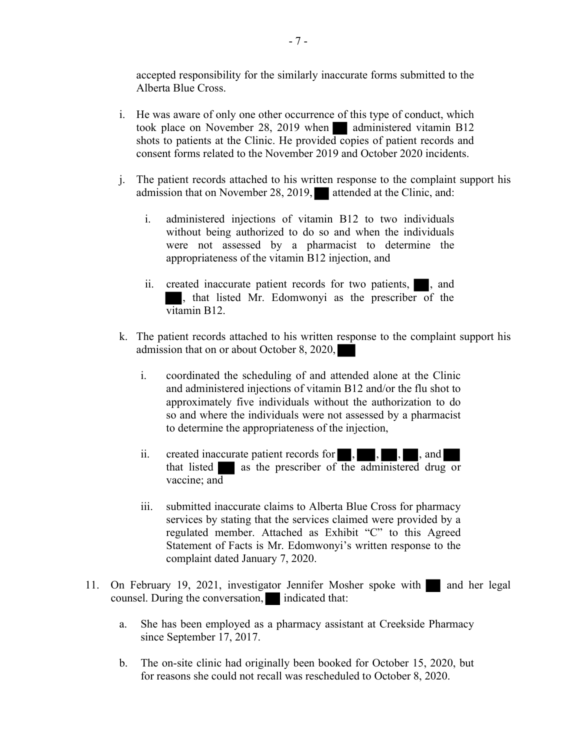accepted responsibility for the similarly inaccurate forms submitted to the Alberta Blue Cross.

i. He was aware of only one other occurrence of this type of conduct, which took place on November 28, 2019 when ██ administered vitamin B12 shots to patients at the Clinic. He provided copies of patient records and consent forms related to the November 2019 and October 2020 incidents.

j. The patient records attached to his written response to the complaint support his admission that on November 28, 2019, ██ attended at the Clinic, and:

   i. administered injections of vitamin B12 to two individuals without being authorized to do so and when the individuals were not assessed by a pharmacist to determine the appropriateness of the vitamin B12 injection, and

   ii. created inaccurate patient records for two patients, ██, and ██, that listed Mr. Edomwonyi as the prescriber of the vitamin B12.

k. The patient records attached to his written response to the complaint support his admission that on or about October 8, 2020, ██

   i. coordinated the scheduling of and attended alone at the Clinic and administered injections of vitamin B12 and/or the flu shot to approximately five individuals without the authorization to do so and where the individuals were not assessed by a pharmacist to determine the appropriateness of the injection,

   ii. created inaccurate patient records for ██, ██, ██, ██, and ██ that listed ██ as the prescriber of the administered drug or vaccine; and

   iii. submitted inaccurate claims to Alberta Blue Cross for pharmacy services by stating that the services claimed were provided by a regulated member. Attached as Exhibit "C" to this Agreed Statement of Facts is Mr. Edomwonyi's written response to the complaint dated January 7, 2020.

11. On February 19, 2021, investigator Jennifer Mosher spoke with ██ and her legal counsel. During the conversation, ██ indicated that:

   a. She has been employed as a pharmacy assistant at Creekside Pharmacy since September 17, 2017.

   b. The on-site clinic had originally been booked for October 15, 2020, but for reasons she could not recall was rescheduled to October 8, 2020.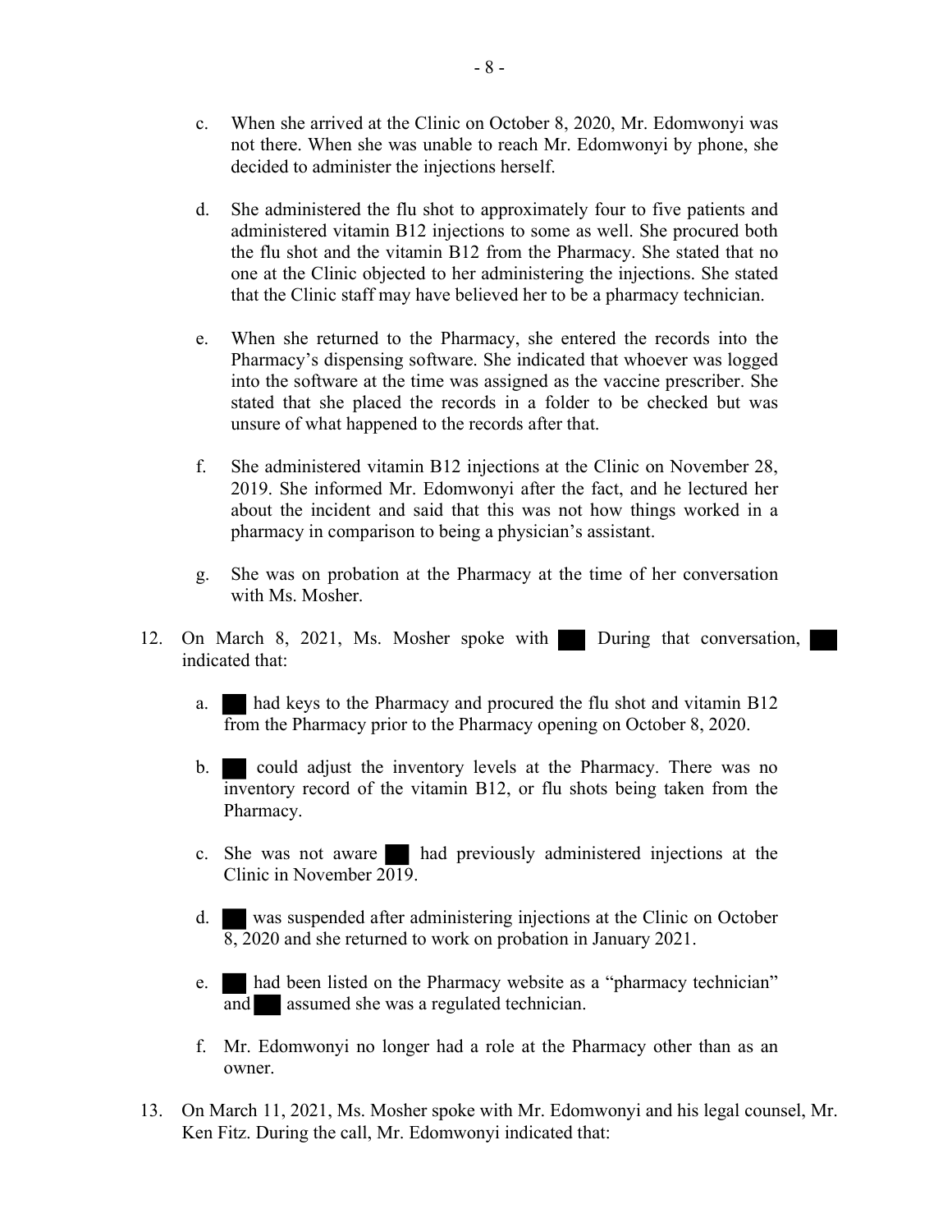c. When she arrived at the Clinic on October 8, 2020, Mr. Edomwonyi was not there. When she was unable to reach Mr. Edomwonyi by phone, she decided to administer the injections herself.

d. She administered the flu shot to approximately four to five patients and administered vitamin B12 injections to some as well. She procured both the flu shot and the vitamin B12 from the Pharmacy. She stated that no one at the Clinic objected to her administering the injections. She stated that the Clinic staff may have believed her to be a pharmacy technician.

e. When she returned to the Pharmacy, she entered the records into the Pharmacy's dispensing software. She indicated that whoever was logged into the software at the time was assigned as the vaccine prescriber. She stated that she placed the records in a folder to be checked but was unsure of what happened to the records after that.

f. She administered vitamin B12 injections at the Clinic on November 28, 2019. She informed Mr. Edomwonyi after the fact, and he lectured her about the incident and said that this was not how things worked in a pharmacy in comparison to being a physician's assistant.

g. She was on probation at the Pharmacy at the time of her conversation with Ms. Mosher.

12. On March 8, 2021, Ms. Mosher spoke with ███ During that conversation, ███ indicated that:

    a. ███ had keys to the Pharmacy and procured the flu shot and vitamin B12 from the Pharmacy prior to the Pharmacy opening on October 8, 2020.

    b. ███ could adjust the inventory levels at the Pharmacy. There was no inventory record of the vitamin B12, or flu shots being taken from the Pharmacy.

    c. She was not aware ███ had previously administered injections at the Clinic in November 2019.

    d. ███ was suspended after administering injections at the Clinic on October 8, 2020 and she returned to work on probation in January 2021.

    e. ███ had been listed on the Pharmacy website as a "pharmacy technician" and ███ assumed she was a regulated technician.

    f. Mr. Edomwonyi no longer had a role at the Pharmacy other than as an owner.

13. On March 11, 2021, Ms. Mosher spoke with Mr. Edomwonyi and his legal counsel, Mr. Ken Fitz. During the call, Mr. Edomwonyi indicated that: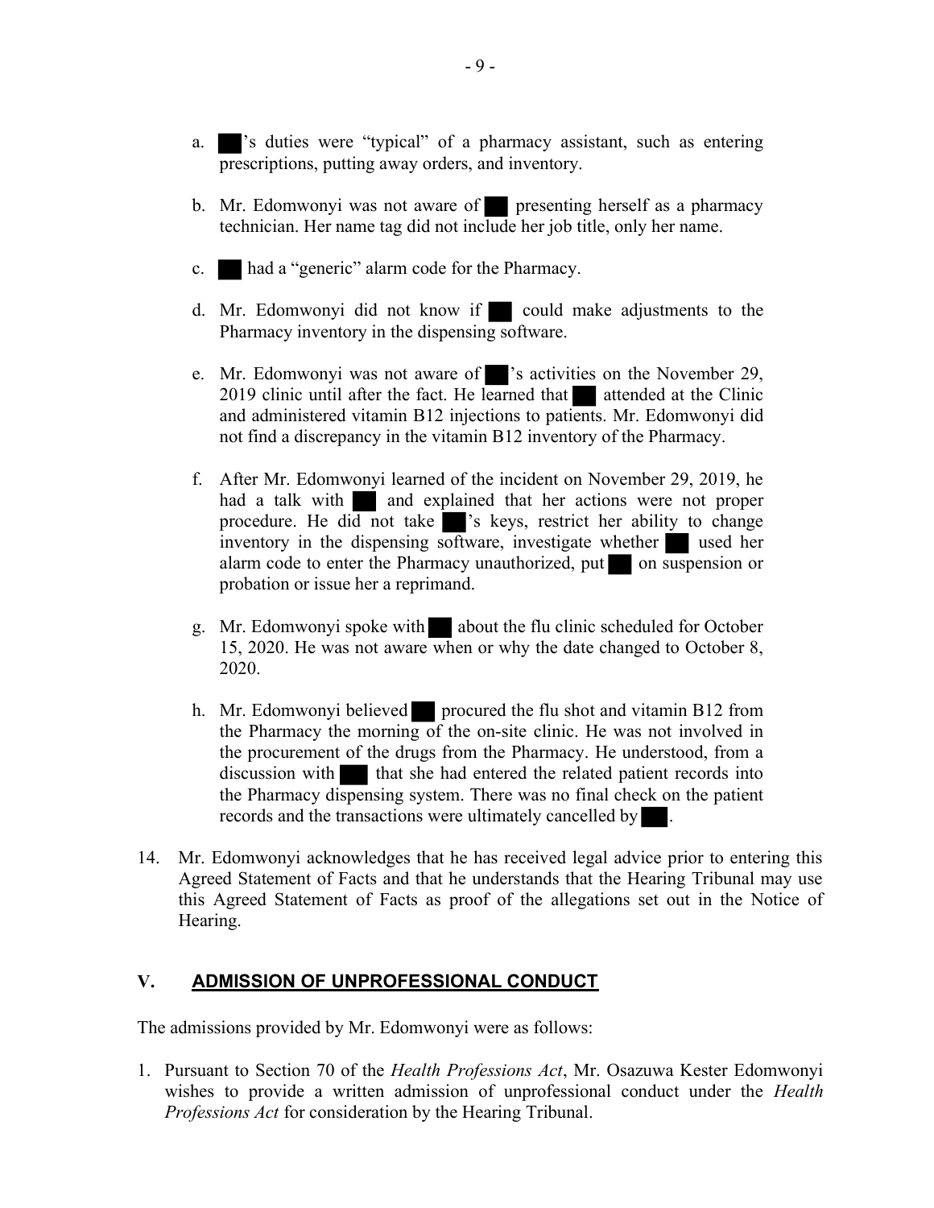a. ██'s duties were "typical" of a pharmacy assistant, such as entering prescriptions, putting away orders, and inventory.

b. Mr. Edomwonyi was not aware of ██ presenting herself as a pharmacy technician. Her name tag did not include her job title, only her name.

c. ██ had a "generic" alarm code for the Pharmacy.

d. Mr. Edomwonyi did not know if ██ could make adjustments to the Pharmacy inventory in the dispensing software.

e. Mr. Edomwonyi was not aware of ██'s activities on the November 29, 2019 clinic until after the fact. He learned that ██ attended at the Clinic and administered vitamin B12 injections to patients. Mr. Edomwonyi did not find a discrepancy in the vitamin B12 inventory of the Pharmacy.

f. After Mr. Edomwonyi learned of the incident on November 29, 2019, he had a talk with ██ and explained that her actions were not proper procedure. He did not take ██'s keys, restrict her ability to change inventory in the dispensing software, investigate whether ██ used her alarm code to enter the Pharmacy unauthorized, put ██ on suspension or probation or issue her a reprimand.

g. Mr. Edomwonyi spoke with ██ about the flu clinic scheduled for October 15, 2020. He was not aware when or why the date changed to October 8, 2020.

h. Mr. Edomwonyi believed ██ procured the flu shot and vitamin B12 from the Pharmacy the morning of the on-site clinic. He was not involved in the procurement of the drugs from the Pharmacy. He understood, from a discussion with ██ that she had entered the related patient records into the Pharmacy dispensing system. There was no final check on the patient records and the transactions were ultimately cancelled by ██.

14. Mr. Edomwonyi acknowledges that he has received legal advice prior to entering this Agreed Statement of Facts and that he understands that the Hearing Tribunal may use this Agreed Statement of Facts as proof of the allegations set out in the Notice of Hearing.

## V. ADMISSION OF UNPROFESSIONAL CONDUCT

The admissions provided by Mr. Edomwonyi were as follows:

1. Pursuant to Section 70 of the *Health Professions Act*, Mr. Osazuwa Kester Edomwonyi wishes to provide a written admission of unprofessional conduct under the *Health Professions Act* for consideration by the Hearing Tribunal.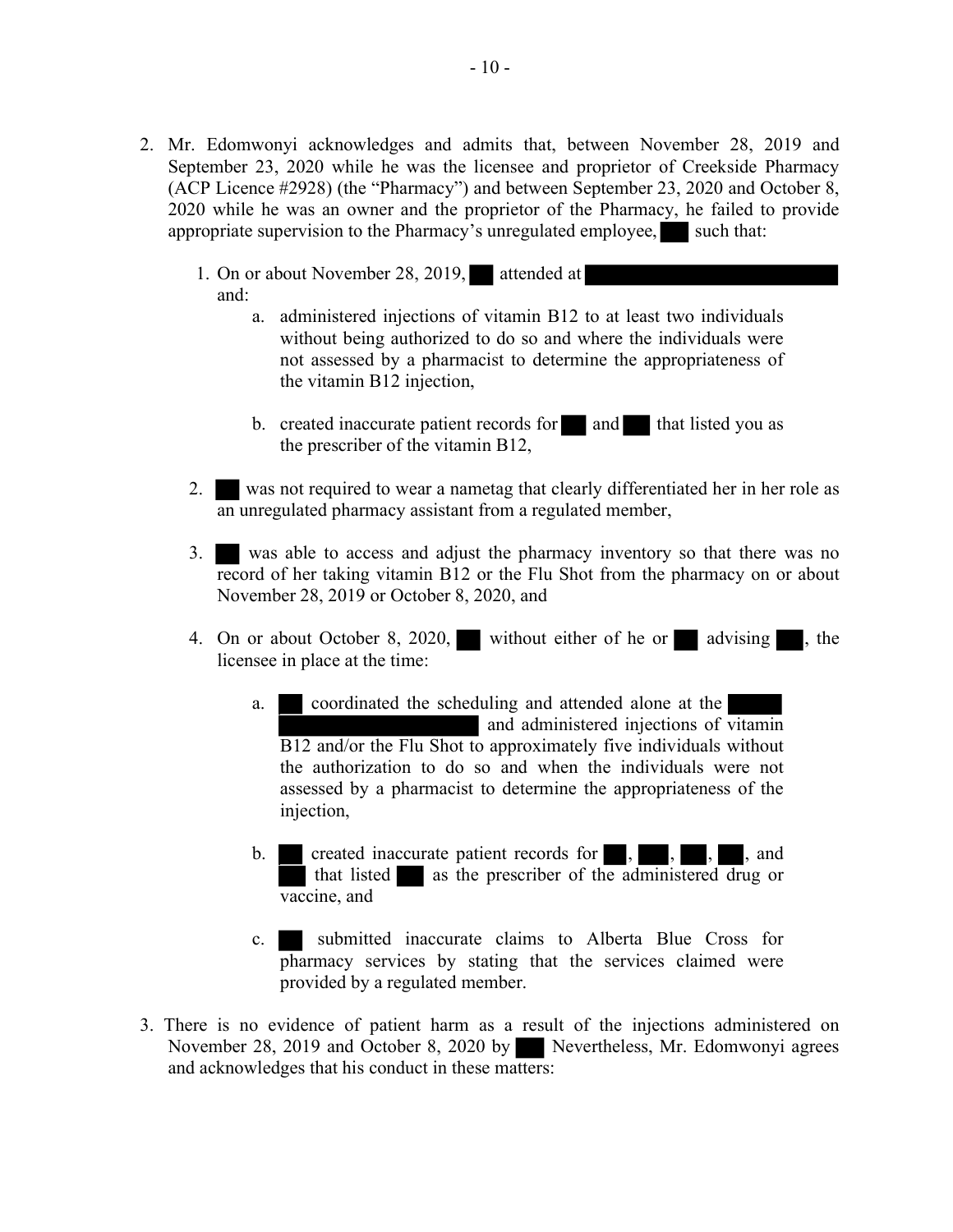2. Mr. Edomwonyi acknowledges and admits that, between November 28, 2019 and September 23, 2020 while he was the licensee and proprietor of Creekside Pharmacy (ACP Licence #2928) (the "Pharmacy") and between September 23, 2020 and October 8, 2020 while he was an owner and the proprietor of the Pharmacy, he failed to provide appropriate supervision to the Pharmacy's unregulated employee, ███ such that:

   1. On or about November 28, 2019, ███ attended at ███████████████████ and:
      a. administered injections of vitamin B12 to at least two individuals without being authorized to do so and where the individuals were not assessed by a pharmacist to determine the appropriateness of the vitamin B12 injection,

      b. created inaccurate patient records for ███ and ███ that listed you as the prescriber of the vitamin B12,

   2. ███ was not required to wear a nametag that clearly differentiated her in her role as an unregulated pharmacy assistant from a regulated member,

   3. ███ was able to access and adjust the pharmacy inventory so that there was no record of her taking vitamin B12 or the Flu Shot from the pharmacy on or about November 28, 2019 or October 8, 2020, and

   4. On or about October 8, 2020, ███ without either of he or ███ advising ███, the licensee in place at the time:

      a. ███ coordinated the scheduling and attended alone at the ███████████████████ and administered injections of vitamin B12 and/or the Flu Shot to approximately five individuals without the authorization to do so and when the individuals were not assessed by a pharmacist to determine the appropriateness of the injection,

      b. ███ created inaccurate patient records for ███, ███, ███, ███, and ███ that listed ███ as the prescriber of the administered drug or vaccine, and

      c. ███ submitted inaccurate claims to Alberta Blue Cross for pharmacy services by stating that the services claimed were provided by a regulated member.

3. There is no evidence of patient harm as a result of the injections administered on November 28, 2019 and October 8, 2020 by ███ Nevertheless, Mr. Edomwonyi agrees and acknowledges that his conduct in these matters: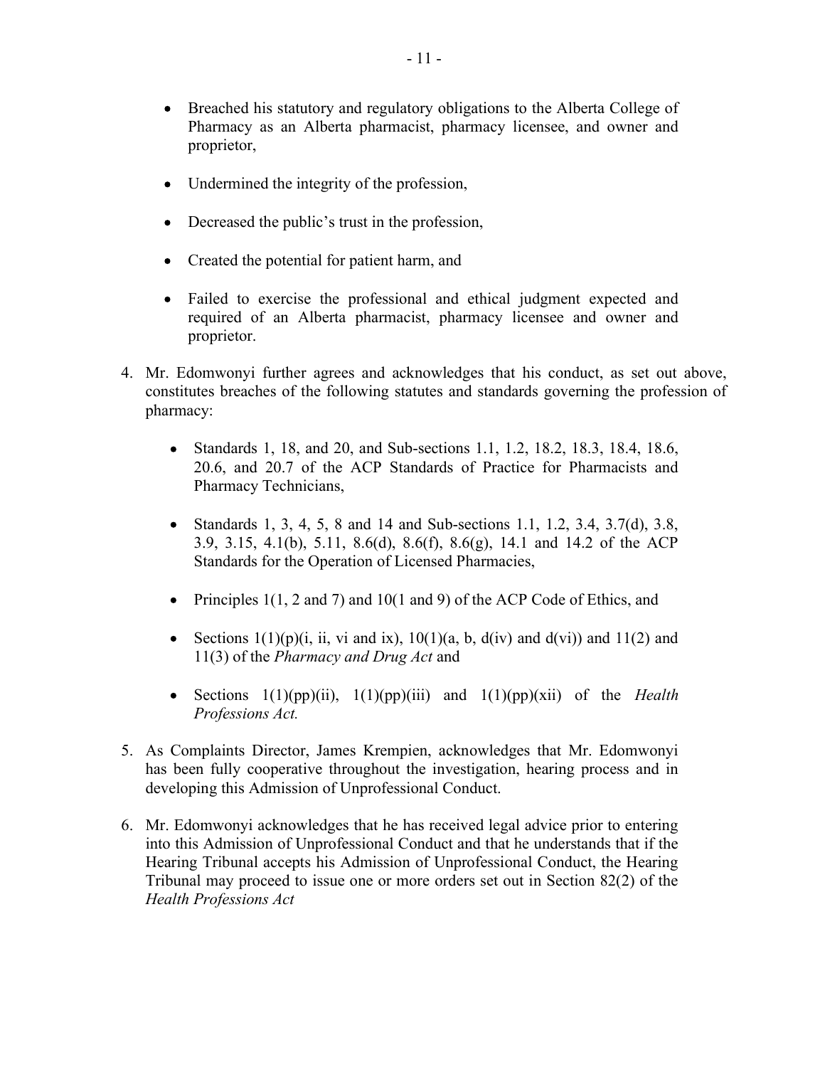- Breached his statutory and regulatory obligations to the Alberta College of Pharmacy as an Alberta pharmacist, pharmacy licensee, and owner and proprietor,

- Undermined the integrity of the profession,

- Decreased the public's trust in the profession,

- Created the potential for patient harm, and

- Failed to exercise the professional and ethical judgment expected and required of an Alberta pharmacist, pharmacy licensee and owner and proprietor.

4. Mr. Edomwonyi further agrees and acknowledges that his conduct, as set out above, constitutes breaches of the following statutes and standards governing the profession of pharmacy:

   - Standards 1, 18, and 20, and Sub-sections 1.1, 1.2, 18.2, 18.3, 18.4, 18.6, 20.6, and 20.7 of the ACP Standards of Practice for Pharmacists and Pharmacy Technicians,

   - Standards 1, 3, 4, 5, 8 and 14 and Sub-sections 1.1, 1.2, 3.4, 3.7(d), 3.8, 3.9, 3.15, 4.1(b), 5.11, 8.6(d), 8.6(f), 8.6(g), 14.1 and 14.2 of the ACP Standards for the Operation of Licensed Pharmacies,

   - Principles 1(1, 2 and 7) and 10(1 and 9) of the ACP Code of Ethics, and

   - Sections 1(1)(p)(i, ii, vi and ix), 10(1)(a, b, d(iv) and d(vi)) and 11(2) and 11(3) of the *Pharmacy and Drug Act* and

   - Sections 1(1)(pp)(ii), 1(1)(pp)(iii) and 1(1)(pp)(xii) of the *Health Professions Act.*

5. As Complaints Director, James Krempien, acknowledges that Mr. Edomwonyi has been fully cooperative throughout the investigation, hearing process and in developing this Admission of Unprofessional Conduct.

6. Mr. Edomwonyi acknowledges that he has received legal advice prior to entering into this Admission of Unprofessional Conduct and that he understands that if the Hearing Tribunal accepts his Admission of Unprofessional Conduct, the Hearing Tribunal may proceed to issue one or more orders set out in Section 82(2) of the *Health Professions Act*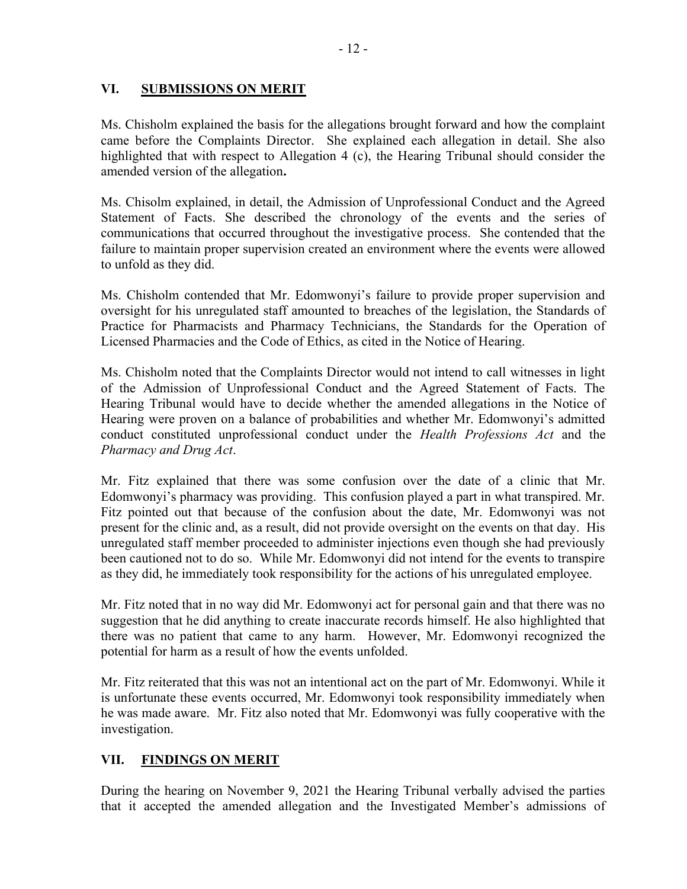## VI. SUBMISSIONS ON MERIT

Ms. Chisholm explained the basis for the allegations brought forward and how the complaint came before the Complaints Director. She explained each allegation in detail. She also highlighted that with respect to Allegation 4 (c), the Hearing Tribunal should consider the amended version of the allegation**.**

Ms. Chisolm explained, in detail, the Admission of Unprofessional Conduct and the Agreed Statement of Facts. She described the chronology of the events and the series of communications that occurred throughout the investigative process. She contended that the failure to maintain proper supervision created an environment where the events were allowed to unfold as they did.

Ms. Chisholm contended that Mr. Edomwonyi's failure to provide proper supervision and oversight for his unregulated staff amounted to breaches of the legislation, the Standards of Practice for Pharmacists and Pharmacy Technicians, the Standards for the Operation of Licensed Pharmacies and the Code of Ethics, as cited in the Notice of Hearing.

Ms. Chisholm noted that the Complaints Director would not intend to call witnesses in light of the Admission of Unprofessional Conduct and the Agreed Statement of Facts. The Hearing Tribunal would have to decide whether the amended allegations in the Notice of Hearing were proven on a balance of probabilities and whether Mr. Edomwonyi's admitted conduct constituted unprofessional conduct under the *Health Professions Act* and the *Pharmacy and Drug Act*.

Mr. Fitz explained that there was some confusion over the date of a clinic that Mr. Edomwonyi's pharmacy was providing. This confusion played a part in what transpired. Mr. Fitz pointed out that because of the confusion about the date, Mr. Edomwonyi was not present for the clinic and, as a result, did not provide oversight on the events on that day. His unregulated staff member proceeded to administer injections even though she had previously been cautioned not to do so. While Mr. Edomwonyi did not intend for the events to transpire as they did, he immediately took responsibility for the actions of his unregulated employee.

Mr. Fitz noted that in no way did Mr. Edomwonyi act for personal gain and that there was no suggestion that he did anything to create inaccurate records himself. He also highlighted that there was no patient that came to any harm. However, Mr. Edomwonyi recognized the potential for harm as a result of how the events unfolded.

Mr. Fitz reiterated that this was not an intentional act on the part of Mr. Edomwonyi. While it is unfortunate these events occurred, Mr. Edomwonyi took responsibility immediately when he was made aware. Mr. Fitz also noted that Mr. Edomwonyi was fully cooperative with the investigation.

## VII. FINDINGS ON MERIT

During the hearing on November 9, 2021 the Hearing Tribunal verbally advised the parties that it accepted the amended allegation and the Investigated Member's admissions of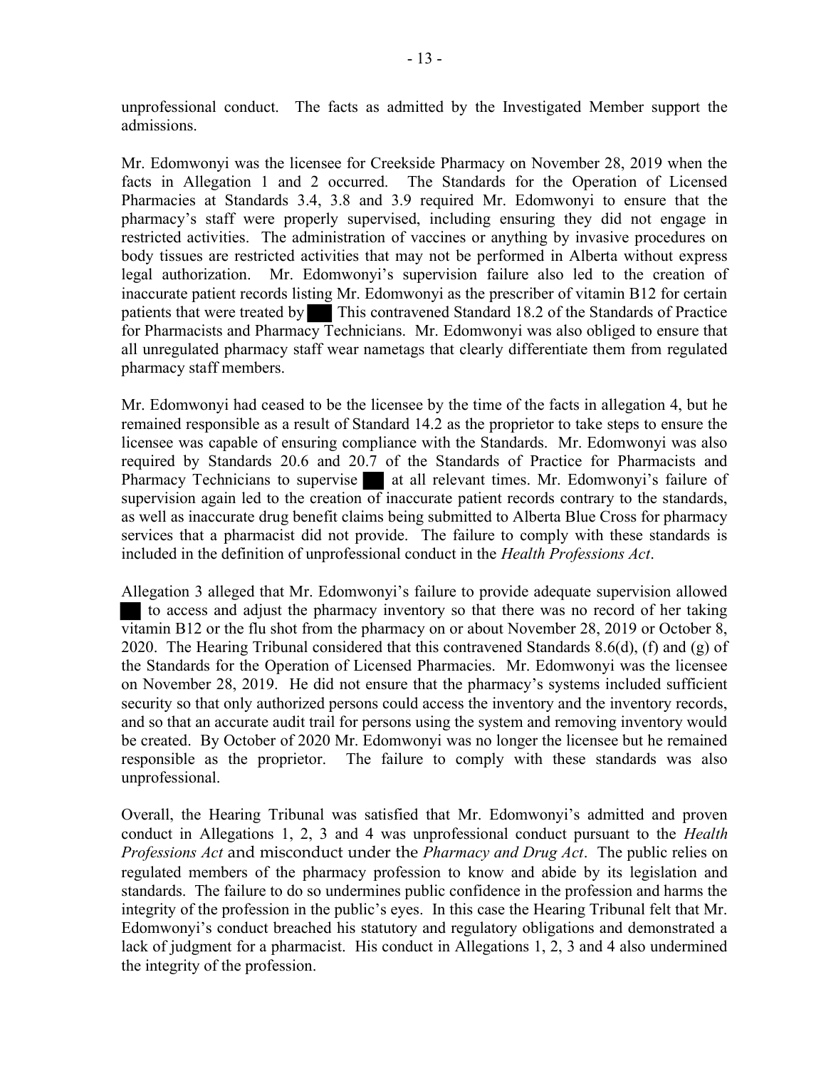unprofessional conduct. The facts as admitted by the Investigated Member support the admissions.

Mr. Edomwonyi was the licensee for Creekside Pharmacy on November 28, 2019 when the facts in Allegation 1 and 2 occurred. The Standards for the Operation of Licensed Pharmacies at Standards 3.4, 3.8 and 3.9 required Mr. Edomwonyi to ensure that the pharmacy's staff were properly supervised, including ensuring they did not engage in restricted activities. The administration of vaccines or anything by invasive procedures on body tissues are restricted activities that may not be performed in Alberta without express legal authorization. Mr. Edomwonyi's supervision failure also led to the creation of inaccurate patient records listing Mr. Edomwonyi as the prescriber of vitamin B12 for certain patients that were treated by ███ This contravened Standard 18.2 of the Standards of Practice for Pharmacists and Pharmacy Technicians. Mr. Edomwonyi was also obliged to ensure that all unregulated pharmacy staff wear nametags that clearly differentiate them from regulated pharmacy staff members.

Mr. Edomwonyi had ceased to be the licensee by the time of the facts in allegation 4, but he remained responsible as a result of Standard 14.2 as the proprietor to take steps to ensure the licensee was capable of ensuring compliance with the Standards. Mr. Edomwonyi was also required by Standards 20.6 and 20.7 of the Standards of Practice for Pharmacists and Pharmacy Technicians to supervise ███ at all relevant times. Mr. Edomwonyi's failure of supervision again led to the creation of inaccurate patient records contrary to the standards, as well as inaccurate drug benefit claims being submitted to Alberta Blue Cross for pharmacy services that a pharmacist did not provide. The failure to comply with these standards is included in the definition of unprofessional conduct in the *Health Professions Act*.

Allegation 3 alleged that Mr. Edomwonyi's failure to provide adequate supervision allowed ███ to access and adjust the pharmacy inventory so that there was no record of her taking vitamin B12 or the flu shot from the pharmacy on or about November 28, 2019 or October 8, 2020. The Hearing Tribunal considered that this contravened Standards 8.6(d), (f) and (g) of the Standards for the Operation of Licensed Pharmacies. Mr. Edomwonyi was the licensee on November 28, 2019. He did not ensure that the pharmacy's systems included sufficient security so that only authorized persons could access the inventory and the inventory records, and so that an accurate audit trail for persons using the system and removing inventory would be created. By October of 2020 Mr. Edomwonyi was no longer the licensee but he remained responsible as the proprietor. The failure to comply with these standards was also unprofessional.

Overall, the Hearing Tribunal was satisfied that Mr. Edomwonyi's admitted and proven conduct in Allegations 1, 2, 3 and 4 was unprofessional conduct pursuant to the *Health Professions Act* and misconduct under the *Pharmacy and Drug Act*. The public relies on regulated members of the pharmacy profession to know and abide by its legislation and standards. The failure to do so undermines public confidence in the profession and harms the integrity of the profession in the public's eyes. In this case the Hearing Tribunal felt that Mr. Edomwonyi's conduct breached his statutory and regulatory obligations and demonstrated a lack of judgment for a pharmacist. His conduct in Allegations 1, 2, 3 and 4 also undermined the integrity of the profession.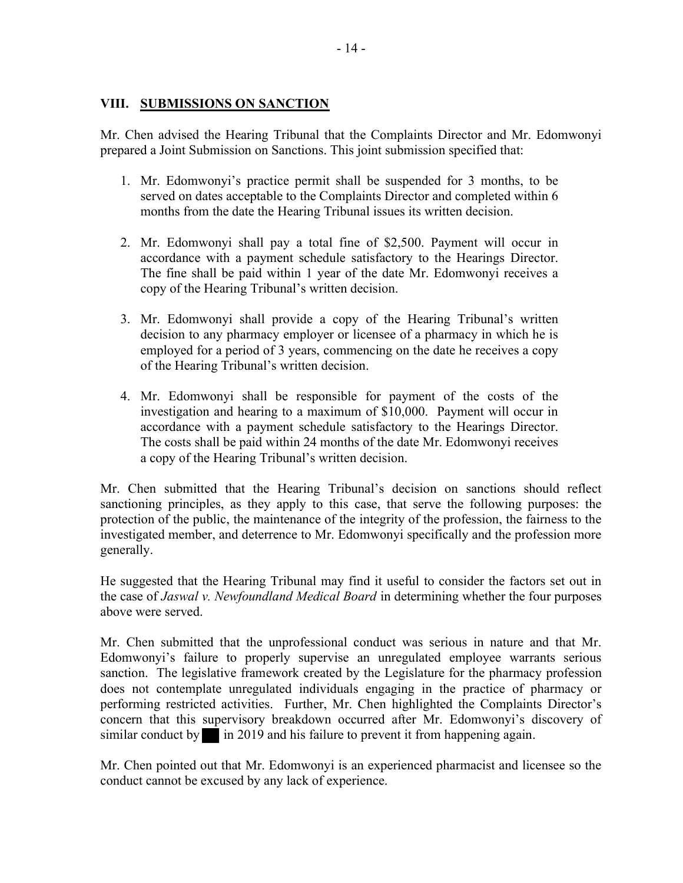## VIII. SUBMISSIONS ON SANCTION

Mr. Chen advised the Hearing Tribunal that the Complaints Director and Mr. Edomwonyi prepared a Joint Submission on Sanctions. This joint submission specified that:

1. Mr. Edomwonyi's practice permit shall be suspended for 3 months, to be served on dates acceptable to the Complaints Director and completed within 6 months from the date the Hearing Tribunal issues its written decision.

2. Mr. Edomwonyi shall pay a total fine of $2,500. Payment will occur in accordance with a payment schedule satisfactory to the Hearings Director. The fine shall be paid within 1 year of the date Mr. Edomwonyi receives a copy of the Hearing Tribunal's written decision.

3. Mr. Edomwonyi shall provide a copy of the Hearing Tribunal's written decision to any pharmacy employer or licensee of a pharmacy in which he is employed for a period of 3 years, commencing on the date he receives a copy of the Hearing Tribunal's written decision.

4. Mr. Edomwonyi shall be responsible for payment of the costs of the investigation and hearing to a maximum of $10,000. Payment will occur in accordance with a payment schedule satisfactory to the Hearings Director. The costs shall be paid within 24 months of the date Mr. Edomwonyi receives a copy of the Hearing Tribunal's written decision.

Mr. Chen submitted that the Hearing Tribunal's decision on sanctions should reflect sanctioning principles, as they apply to this case, that serve the following purposes: the protection of the public, the maintenance of the integrity of the profession, the fairness to the investigated member, and deterrence to Mr. Edomwonyi specifically and the profession more generally.

He suggested that the Hearing Tribunal may find it useful to consider the factors set out in the case of *Jaswal v. Newfoundland Medical Board* in determining whether the four purposes above were served.

Mr. Chen submitted that the unprofessional conduct was serious in nature and that Mr. Edomwonyi's failure to properly supervise an unregulated employee warrants serious sanction. The legislative framework created by the Legislature for the pharmacy profession does not contemplate unregulated individuals engaging in the practice of pharmacy or performing restricted activities. Further, Mr. Chen highlighted the Complaints Director's concern that this supervisory breakdown occurred after Mr. Edomwonyi's discovery of similar conduct by ██ in 2019 and his failure to prevent it from happening again.

Mr. Chen pointed out that Mr. Edomwonyi is an experienced pharmacist and licensee so the conduct cannot be excused by any lack of experience.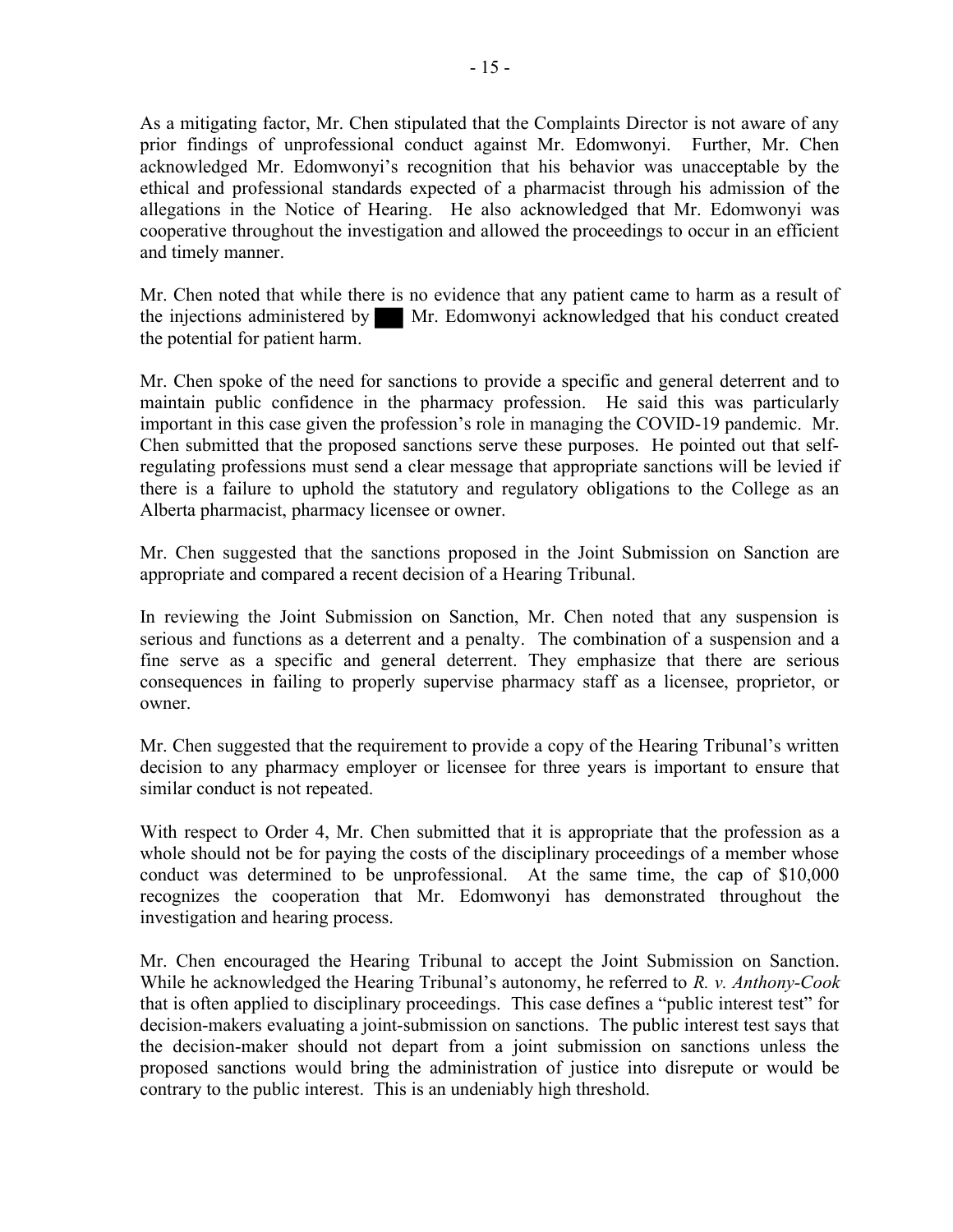As a mitigating factor, Mr. Chen stipulated that the Complaints Director is not aware of any prior findings of unprofessional conduct against Mr. Edomwonyi. Further, Mr. Chen acknowledged Mr. Edomwonyi's recognition that his behavior was unacceptable by the ethical and professional standards expected of a pharmacist through his admission of the allegations in the Notice of Hearing. He also acknowledged that Mr. Edomwonyi was cooperative throughout the investigation and allowed the proceedings to occur in an efficient and timely manner.

Mr. Chen noted that while there is no evidence that any patient came to harm as a result of the injections administered by ███ Mr. Edomwonyi acknowledged that his conduct created the potential for patient harm.

Mr. Chen spoke of the need for sanctions to provide a specific and general deterrent and to maintain public confidence in the pharmacy profession. He said this was particularly important in this case given the profession's role in managing the COVID-19 pandemic. Mr. Chen submitted that the proposed sanctions serve these purposes. He pointed out that self-regulating professions must send a clear message that appropriate sanctions will be levied if there is a failure to uphold the statutory and regulatory obligations to the College as an Alberta pharmacist, pharmacy licensee or owner.

Mr. Chen suggested that the sanctions proposed in the Joint Submission on Sanction are appropriate and compared a recent decision of a Hearing Tribunal.

In reviewing the Joint Submission on Sanction, Mr. Chen noted that any suspension is serious and functions as a deterrent and a penalty. The combination of a suspension and a fine serve as a specific and general deterrent. They emphasize that there are serious consequences in failing to properly supervise pharmacy staff as a licensee, proprietor, or owner.

Mr. Chen suggested that the requirement to provide a copy of the Hearing Tribunal's written decision to any pharmacy employer or licensee for three years is important to ensure that similar conduct is not repeated.

With respect to Order 4, Mr. Chen submitted that it is appropriate that the profession as a whole should not be for paying the costs of the disciplinary proceedings of a member whose conduct was determined to be unprofessional. At the same time, the cap of $10,000 recognizes the cooperation that Mr. Edomwonyi has demonstrated throughout the investigation and hearing process.

Mr. Chen encouraged the Hearing Tribunal to accept the Joint Submission on Sanction. While he acknowledged the Hearing Tribunal's autonomy, he referred to *R. v. Anthony-Cook* that is often applied to disciplinary proceedings. This case defines a "public interest test" for decision-makers evaluating a joint-submission on sanctions. The public interest test says that the decision-maker should not depart from a joint submission on sanctions unless the proposed sanctions would bring the administration of justice into disrepute or would be contrary to the public interest. This is an undeniably high threshold.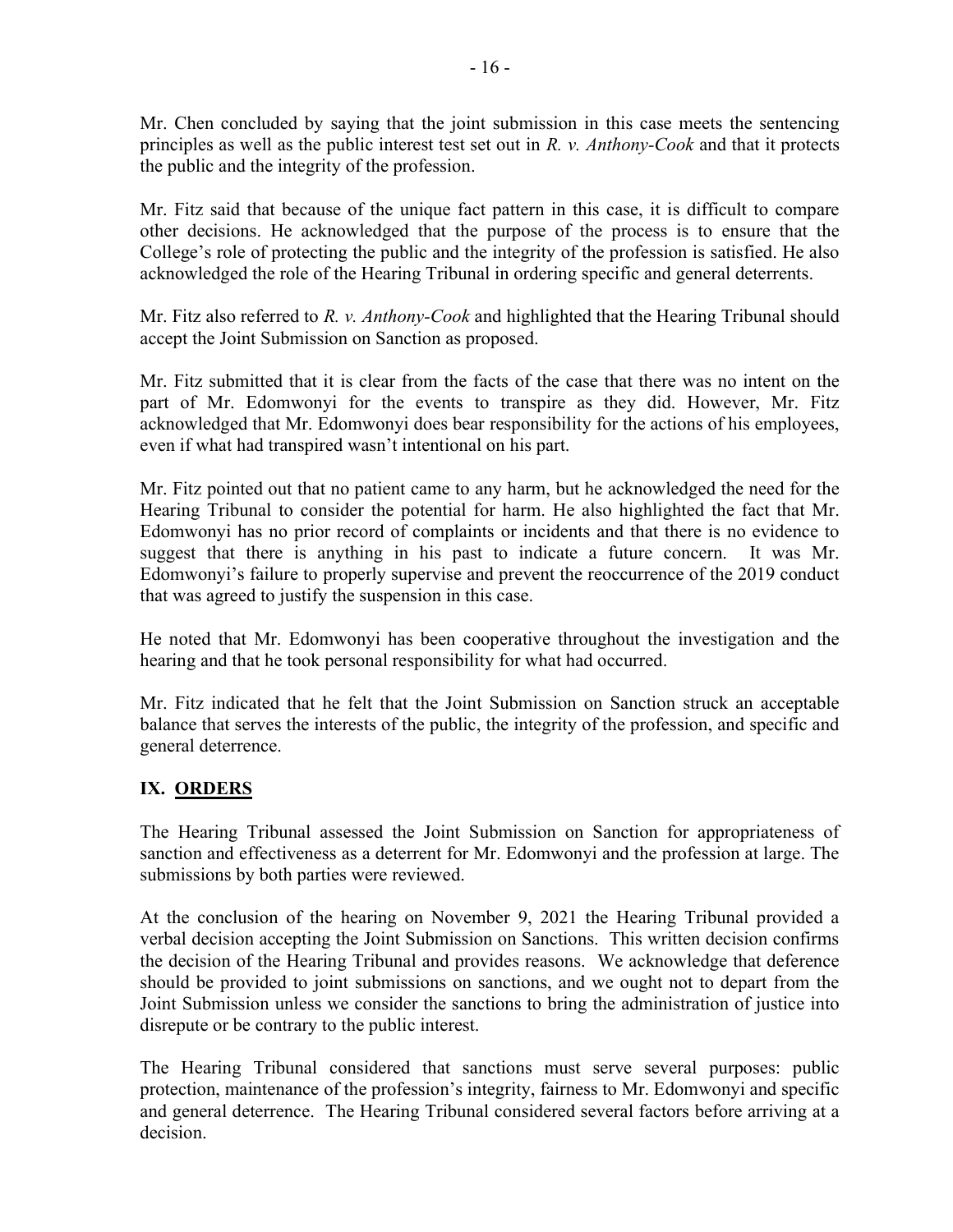Mr. Chen concluded by saying that the joint submission in this case meets the sentencing principles as well as the public interest test set out in *R. v. Anthony-Cook* and that it protects the public and the integrity of the profession.

Mr. Fitz said that because of the unique fact pattern in this case, it is difficult to compare other decisions. He acknowledged that the purpose of the process is to ensure that the College's role of protecting the public and the integrity of the profession is satisfied. He also acknowledged the role of the Hearing Tribunal in ordering specific and general deterrents.

Mr. Fitz also referred to *R. v. Anthony-Cook* and highlighted that the Hearing Tribunal should accept the Joint Submission on Sanction as proposed.

Mr. Fitz submitted that it is clear from the facts of the case that there was no intent on the part of Mr. Edomwonyi for the events to transpire as they did. However, Mr. Fitz acknowledged that Mr. Edomwonyi does bear responsibility for the actions of his employees, even if what had transpired wasn't intentional on his part.

Mr. Fitz pointed out that no patient came to any harm, but he acknowledged the need for the Hearing Tribunal to consider the potential for harm. He also highlighted the fact that Mr. Edomwonyi has no prior record of complaints or incidents and that there is no evidence to suggest that there is anything in his past to indicate a future concern. It was Mr. Edomwonyi's failure to properly supervise and prevent the reoccurrence of the 2019 conduct that was agreed to justify the suspension in this case.

He noted that Mr. Edomwonyi has been cooperative throughout the investigation and the hearing and that he took personal responsibility for what had occurred.

Mr. Fitz indicated that he felt that the Joint Submission on Sanction struck an acceptable balance that serves the interests of the public, the integrity of the profession, and specific and general deterrence.

## IX. ORDERS

The Hearing Tribunal assessed the Joint Submission on Sanction for appropriateness of sanction and effectiveness as a deterrent for Mr. Edomwonyi and the profession at large. The submissions by both parties were reviewed.

At the conclusion of the hearing on November 9, 2021 the Hearing Tribunal provided a verbal decision accepting the Joint Submission on Sanctions. This written decision confirms the decision of the Hearing Tribunal and provides reasons. We acknowledge that deference should be provided to joint submissions on sanctions, and we ought not to depart from the Joint Submission unless we consider the sanctions to bring the administration of justice into disrepute or be contrary to the public interest.

The Hearing Tribunal considered that sanctions must serve several purposes: public protection, maintenance of the profession's integrity, fairness to Mr. Edomwonyi and specific and general deterrence. The Hearing Tribunal considered several factors before arriving at a decision.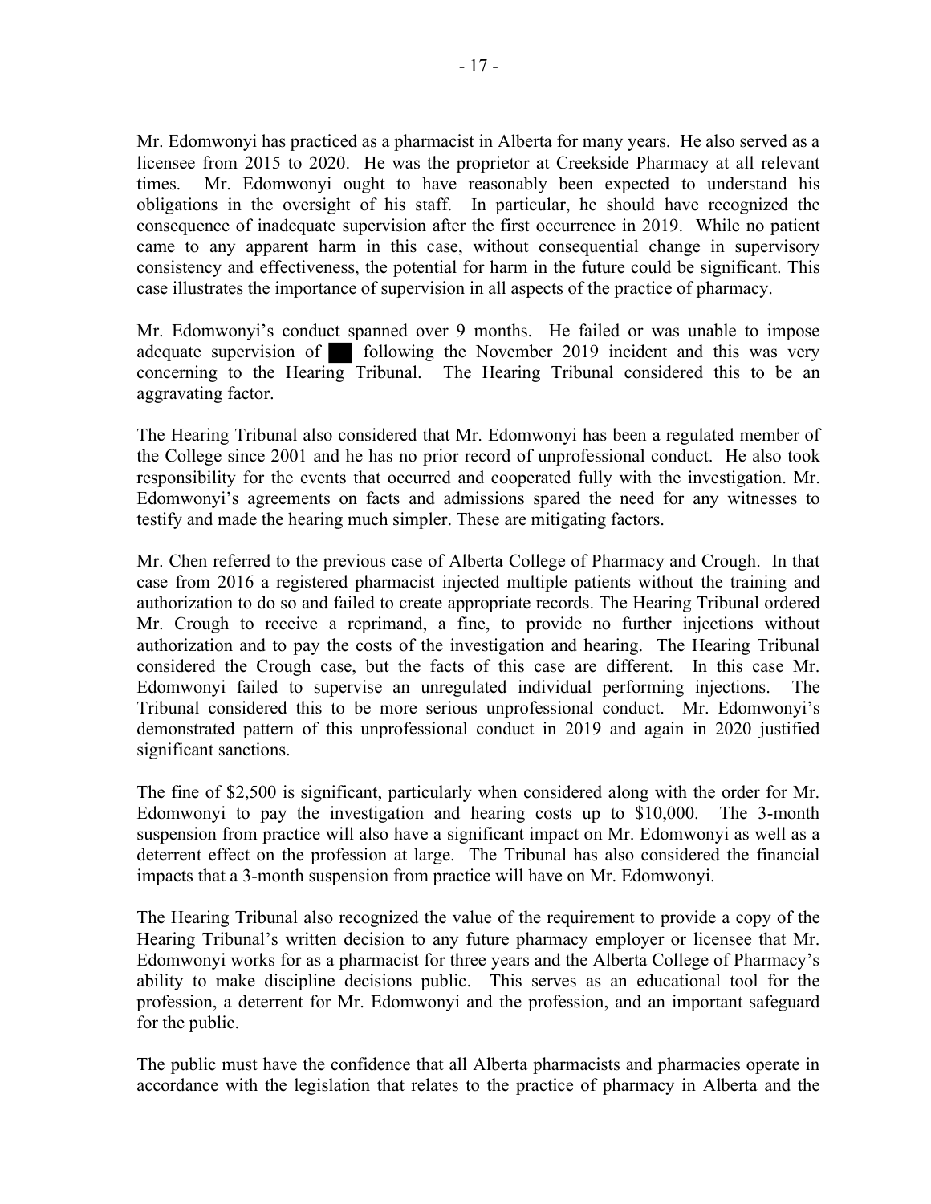Mr. Edomwonyi has practiced as a pharmacist in Alberta for many years. He also served as a licensee from 2015 to 2020. He was the proprietor at Creekside Pharmacy at all relevant times. Mr. Edomwonyi ought to have reasonably been expected to understand his obligations in the oversight of his staff. In particular, he should have recognized the consequence of inadequate supervision after the first occurrence in 2019. While no patient came to any apparent harm in this case, without consequential change in supervisory consistency and effectiveness, the potential for harm in the future could be significant. This case illustrates the importance of supervision in all aspects of the practice of pharmacy.

Mr. Edomwonyi's conduct spanned over 9 months. He failed or was unable to impose adequate supervision of ██ following the November 2019 incident and this was very concerning to the Hearing Tribunal. The Hearing Tribunal considered this to be an aggravating factor.

The Hearing Tribunal also considered that Mr. Edomwonyi has been a regulated member of the College since 2001 and he has no prior record of unprofessional conduct. He also took responsibility for the events that occurred and cooperated fully with the investigation. Mr. Edomwonyi's agreements on facts and admissions spared the need for any witnesses to testify and made the hearing much simpler. These are mitigating factors.

Mr. Chen referred to the previous case of Alberta College of Pharmacy and Crough. In that case from 2016 a registered pharmacist injected multiple patients without the training and authorization to do so and failed to create appropriate records. The Hearing Tribunal ordered Mr. Crough to receive a reprimand, a fine, to provide no further injections without authorization and to pay the costs of the investigation and hearing. The Hearing Tribunal considered the Crough case, but the facts of this case are different. In this case Mr. Edomwonyi failed to supervise an unregulated individual performing injections. The Tribunal considered this to be more serious unprofessional conduct. Mr. Edomwonyi's demonstrated pattern of this unprofessional conduct in 2019 and again in 2020 justified significant sanctions.

The fine of $2,500 is significant, particularly when considered along with the order for Mr. Edomwonyi to pay the investigation and hearing costs up to $10,000. The 3-month suspension from practice will also have a significant impact on Mr. Edomwonyi as well as a deterrent effect on the profession at large. The Tribunal has also considered the financial impacts that a 3-month suspension from practice will have on Mr. Edomwonyi.

The Hearing Tribunal also recognized the value of the requirement to provide a copy of the Hearing Tribunal's written decision to any future pharmacy employer or licensee that Mr. Edomwonyi works for as a pharmacist for three years and the Alberta College of Pharmacy's ability to make discipline decisions public. This serves as an educational tool for the profession, a deterrent for Mr. Edomwonyi and the profession, and an important safeguard for the public.

The public must have the confidence that all Alberta pharmacists and pharmacies operate in accordance with the legislation that relates to the practice of pharmacy in Alberta and the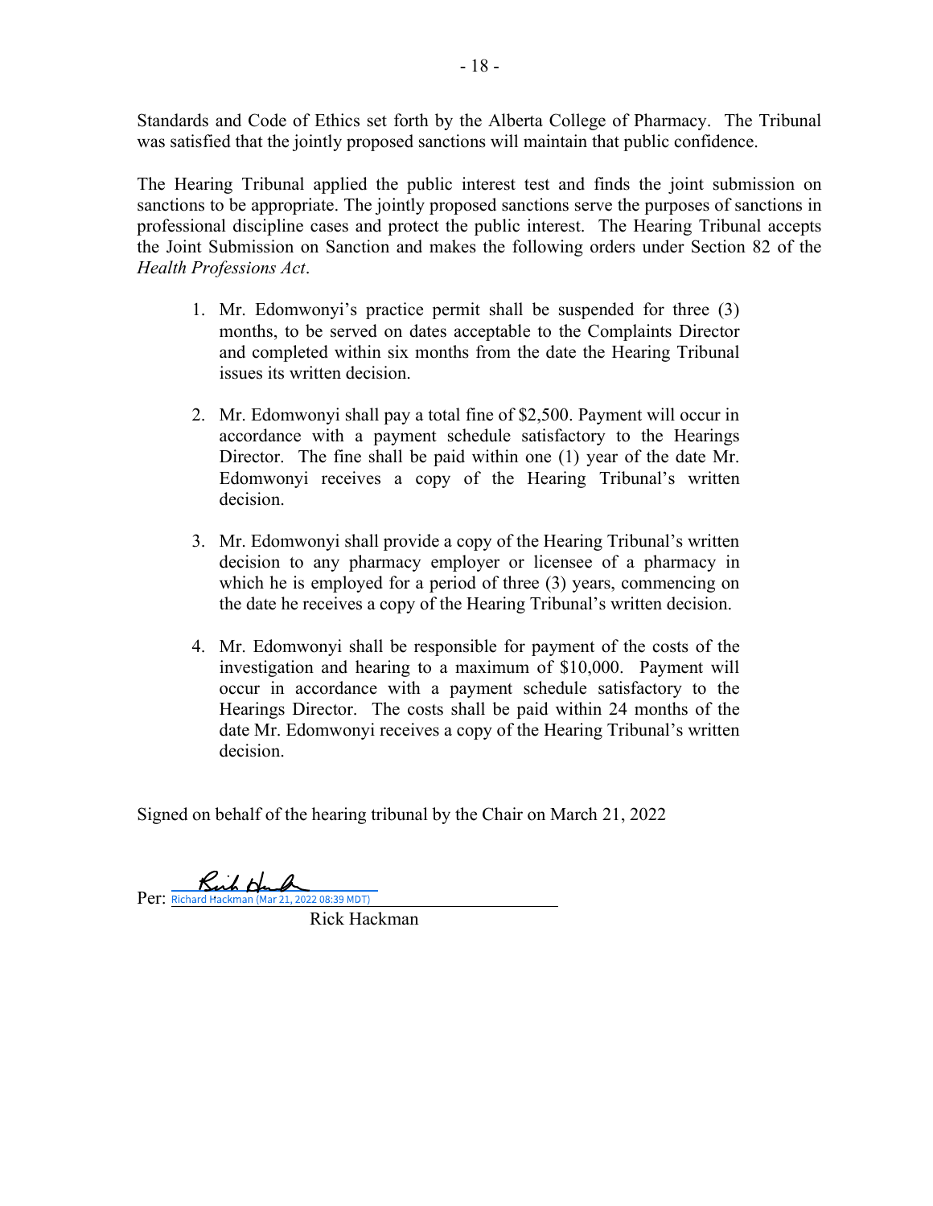Standards and Code of Ethics set forth by the Alberta College of Pharmacy. The Tribunal was satisfied that the jointly proposed sanctions will maintain that public confidence.

The Hearing Tribunal applied the public interest test and finds the joint submission on sanctions to be appropriate. The jointly proposed sanctions serve the purposes of sanctions in professional discipline cases and protect the public interest. The Hearing Tribunal accepts the Joint Submission on Sanction and makes the following orders under Section 82 of the *Health Professions Act*.

1. Mr. Edomwonyi's practice permit shall be suspended for three (3) months, to be served on dates acceptable to the Complaints Director and completed within six months from the date the Hearing Tribunal issues its written decision.

2. Mr. Edomwonyi shall pay a total fine of $2,500. Payment will occur in accordance with a payment schedule satisfactory to the Hearings Director. The fine shall be paid within one (1) year of the date Mr. Edomwonyi receives a copy of the Hearing Tribunal's written decision.

3. Mr. Edomwonyi shall provide a copy of the Hearing Tribunal's written decision to any pharmacy employer or licensee of a pharmacy in which he is employed for a period of three (3) years, commencing on the date he receives a copy of the Hearing Tribunal's written decision.

4. Mr. Edomwonyi shall be responsible for payment of the costs of the investigation and hearing to a maximum of $10,000. Payment will occur in accordance with a payment schedule satisfactory to the Hearings Director. The costs shall be paid within 24 months of the date Mr. Edomwonyi receives a copy of the Hearing Tribunal's written decision.

Signed on behalf of the hearing tribunal by the Chair on March 21, 2022

Per: Richard Hackman (Mar 21, 2022 08:39 MDT)

Rick Hackman